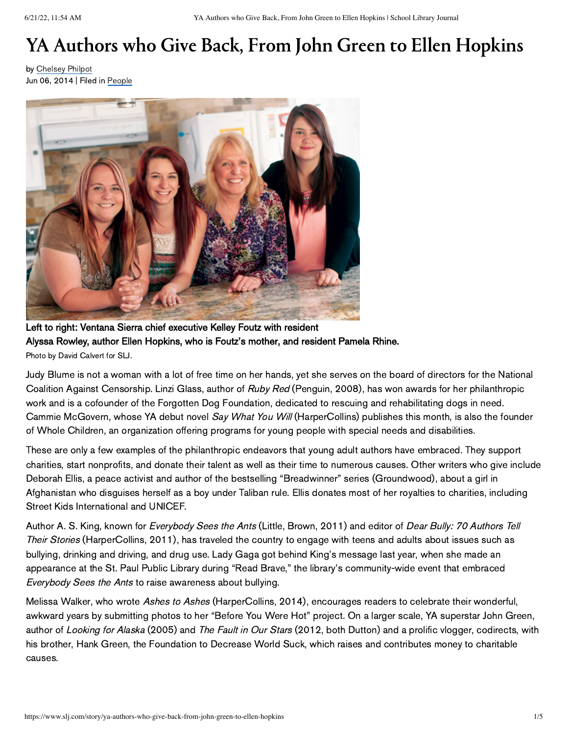# YA Authors who Give Back, From John Green to Ellen Hopkins

by Chelsey Philpot
Jun 06, 2014 | Filed in People

**Left to right: Ventana Sierra chief executive Kelley Foutz with resident Alyssa Rowley, author Ellen Hopkins, who is Foutz's mother, and resident Pamela Rhine.**

Photo by David Calvert for SLJ.

Judy Blume is not a woman with a lot of free time on her hands, yet she serves on the board of directors for the National Coalition Against Censorship. Linzi Glass, author of *Ruby Red* (Penguin, 2008), has won awards for her philanthropic work and is a cofounder of the Forgotten Dog Foundation, dedicated to rescuing and rehabilitating dogs in need. Cammie McGovern, whose YA debut novel *Say What You Will* (HarperCollins) publishes this month, is also the founder of Whole Children, an organization offering programs for young people with special needs and disabilities.

These are only a few examples of the philanthropic endeavors that young adult authors have embraced. They support charities, start nonprofits, and donate their talent as well as their time to numerous causes. Other writers who give include Deborah Ellis, a peace activist and author of the bestselling "Breadwinner" series (Groundwood), about a girl in Afghanistan who disguises herself as a boy under Taliban rule. Ellis donates most of her royalties to charities, including Street Kids International and UNICEF.

Author A. S. King, known for *Everybody Sees the Ants* (Little, Brown, 2011) and editor of *Dear Bully: 70 Authors Tell Their Stories* (HarperCollins, 2011), has traveled the country to engage with teens and adults about issues such as bullying, drinking and driving, and drug use. Lady Gaga got behind King's message last year, when she made an appearance at the St. Paul Public Library during "Read Brave," the library's community-wide event that embraced *Everybody Sees the Ants* to raise awareness about bullying.

Melissa Walker, who wrote *Ashes to Ashes* (HarperCollins, 2014), encourages readers to celebrate their wonderful, awkward years by submitting photos to her "Before You Were Hot" project. On a larger scale, YA superstar John Green, author of *Looking for Alaska* (2005) and *The Fault in Our Stars* (2012, both Dutton) and a prolific vlogger, codirects, with his brother, Hank Green, the Foundation to Decrease World Suck, which raises and contributes money to charitable causes.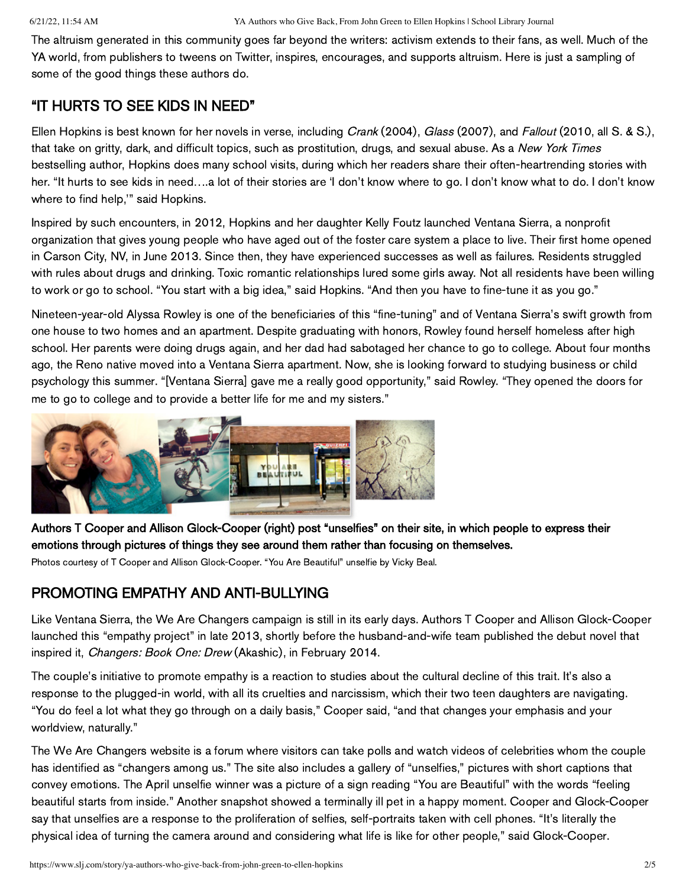The altruism generated in this community goes far beyond the writers: activism extends to their fans, as well. Much of the YA world, from publishers to tweens on Twitter, inspires, encourages, and supports altruism. Here is just a sampling of some of the good things these authors do.

## "IT HURTS TO SEE KIDS IN NEED"

Ellen Hopkins is best known for her novels in verse, including *Crank* (2004), *Glass* (2007), and *Fallout* (2010, all S. & S.), that take on gritty, dark, and difficult topics, such as prostitution, drugs, and sexual abuse. As a *New York Times* bestselling author, Hopkins does many school visits, during which her readers share their often-heartrending stories with her. "It hurts to see kids in need….a lot of their stories are 'I don't know where to go. I don't know what to do. I don't know where to find help,'" said Hopkins.

Inspired by such encounters, in 2012, Hopkins and her daughter Kelly Foutz launched Ventana Sierra, a nonprofit organization that gives young people who have aged out of the foster care system a place to live. Their first home opened in Carson City, NV, in June 2013. Since then, they have experienced successes as well as failures. Residents struggled with rules about drugs and drinking. Toxic romantic relationships lured some girls away. Not all residents have been willing to work or go to school. "You start with a big idea," said Hopkins. "And then you have to fine-tune it as you go."

Nineteen-year-old Alyssa Rowley is one of the beneficiaries of this "fine-tuning" and of Ventana Sierra's swift growth from one house to two homes and an apartment. Despite graduating with honors, Rowley found herself homeless after high school. Her parents were doing drugs again, and her dad had sabotaged her chance to go to college. About four months ago, the Reno native moved into a Ventana Sierra apartment. Now, she is looking forward to studying business or child psychology this summer. "[Ventana Sierra] gave me a really good opportunity," said Rowley. "They opened the doors for me to go to college and to provide a better life for me and my sisters."

**Authors T Cooper and Allison Glock-Cooper (right) post "unselfies" on their site, in which people to express their emotions through pictures of things they see around them rather than focusing on themselves.**

Photos courtesy of T Cooper and Allison Glock-Cooper. "You Are Beautiful" unselfie by Vicky Beal.

## PROMOTING EMPATHY AND ANTI-BULLYING

Like Ventana Sierra, the We Are Changers campaign is still in its early days. Authors T Cooper and Allison Glock-Cooper launched this "empathy project" in late 2013, shortly before the husband-and-wife team published the debut novel that inspired it, *Changers: Book One: Drew* (Akashic), in February 2014.

The couple's initiative to promote empathy is a reaction to studies about the cultural decline of this trait. It's also a response to the plugged-in world, with all its cruelties and narcissism, which their two teen daughters are navigating. "You do feel a lot what they go through on a daily basis," Cooper said, "and that changes your emphasis and your worldview, naturally."

The We Are Changers website is a forum where visitors can take polls and watch videos of celebrities whom the couple has identified as "changers among us." The site also includes a gallery of "unselfies," pictures with short captions that convey emotions. The April unselfie winner was a picture of a sign reading "You are Beautiful" with the words "feeling beautiful starts from inside." Another snapshot showed a terminally ill pet in a happy moment. Cooper and Glock-Cooper say that unselfies are a response to the proliferation of selfies, self-portraits taken with cell phones. "It's literally the physical idea of turning the camera around and considering what life is like for other people," said Glock-Cooper.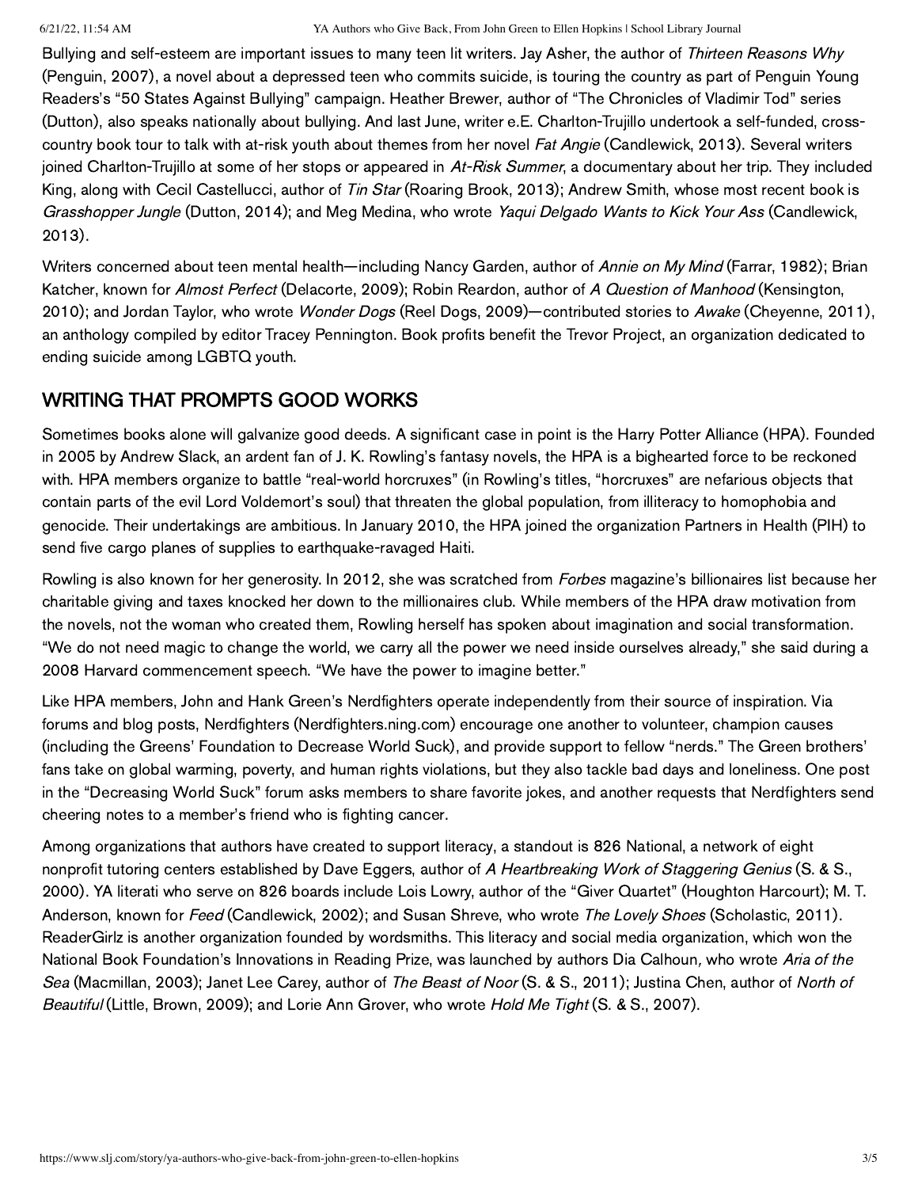Bullying and self-esteem are important issues to many teen lit writers. Jay Asher, the author of *Thirteen Reasons Why* (Penguin, 2007), a novel about a depressed teen who commits suicide, is touring the country as part of Penguin Young Readers's "50 States Against Bullying" campaign. Heather Brewer, author of "The Chronicles of Vladimir Tod" series (Dutton), also speaks nationally about bullying. And last June, writer e.E. Charlton-Trujillo undertook a self-funded, cross-country book tour to talk with at-risk youth about themes from her novel *Fat Angie* (Candlewick, 2013). Several writers joined Charlton-Trujillo at some of her stops or appeared in *At-Risk Summer*, a documentary about her trip. They included King, along with Cecil Castellucci, author of *Tin Star* (Roaring Brook, 2013); Andrew Smith, whose most recent book is *Grasshopper Jungle* (Dutton, 2014); and Meg Medina, who wrote *Yaqui Delgado Wants to Kick Your Ass* (Candlewick, 2013).

Writers concerned about teen mental health—including Nancy Garden, author of *Annie on My Mind* (Farrar, 1982); Brian Katcher, known for *Almost Perfect* (Delacorte, 2009); Robin Reardon, author of *A Question of Manhood* (Kensington, 2010); and Jordan Taylor, who wrote *Wonder Dogs* (Reel Dogs, 2009)—contributed stories to *Awake* (Cheyenne, 2011), an anthology compiled by editor Tracey Pennington. Book profits benefit the Trevor Project, an organization dedicated to ending suicide among LGBTQ youth.

## WRITING THAT PROMPTS GOOD WORKS

Sometimes books alone will galvanize good deeds. A significant case in point is the Harry Potter Alliance (HPA). Founded in 2005 by Andrew Slack, an ardent fan of J. K. Rowling's fantasy novels, the HPA is a bighearted force to be reckoned with. HPA members organize to battle "real-world horcruxes" (in Rowling's titles, "horcruxes" are nefarious objects that contain parts of the evil Lord Voldemort's soul) that threaten the global population, from illiteracy to homophobia and genocide. Their undertakings are ambitious. In January 2010, the HPA joined the organization Partners in Health (PIH) to send five cargo planes of supplies to earthquake-ravaged Haiti.

Rowling is also known for her generosity. In 2012, she was scratched from *Forbes* magazine's billionaires list because her charitable giving and taxes knocked her down to the millionaires club. While members of the HPA draw motivation from the novels, not the woman who created them, Rowling herself has spoken about imagination and social transformation. "We do not need magic to change the world, we carry all the power we need inside ourselves already," she said during a 2008 Harvard commencement speech. "We have the power to imagine better."

Like HPA members, John and Hank Green's Nerdfighters operate independently from their source of inspiration. Via forums and blog posts, Nerdfighters (Nerdfighters.ning.com) encourage one another to volunteer, champion causes (including the Greens' Foundation to Decrease World Suck), and provide support to fellow "nerds." The Green brothers' fans take on global warming, poverty, and human rights violations, but they also tackle bad days and loneliness. One post in the "Decreasing World Suck" forum asks members to share favorite jokes, and another requests that Nerdfighters send cheering notes to a member's friend who is fighting cancer.

Among organizations that authors have created to support literacy, a standout is 826 National, a network of eight nonprofit tutoring centers established by Dave Eggers, author of *A Heartbreaking Work of Staggering Genius* (S. & S., 2000). YA literati who serve on 826 boards include Lois Lowry, author of the "Giver Quartet" (Houghton Harcourt); M. T. Anderson, known for *Feed* (Candlewick, 2002); and Susan Shreve, who wrote *The Lovely Shoes* (Scholastic, 2011). ReaderGirlz is another organization founded by wordsmiths. This literacy and social media organization, which won the National Book Foundation's Innovations in Reading Prize, was launched by authors Dia Calhoun, who wrote *Aria of the Sea* (Macmillan, 2003); Janet Lee Carey, author of *The Beast of Noor* (S. & S., 2011); Justina Chen, author of *North of Beautiful* (Little, Brown, 2009); and Lorie Ann Grover, who wrote *Hold Me Tight* (S. & S., 2007).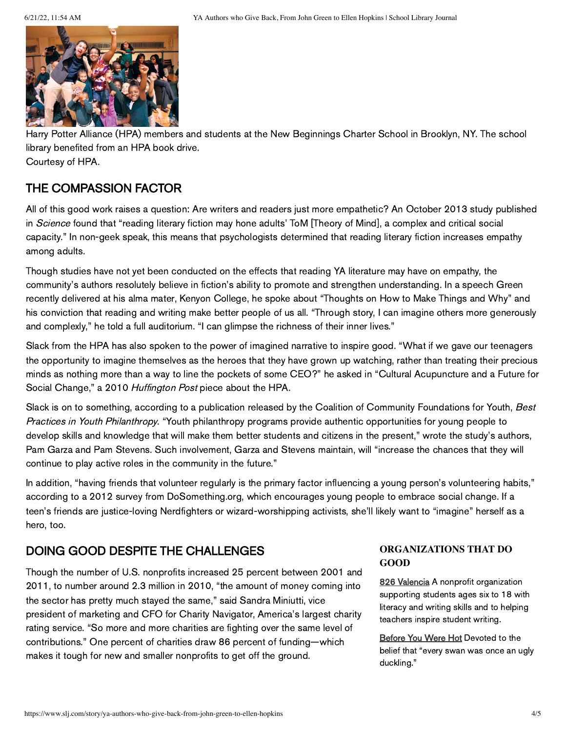Harry Potter Alliance (HPA) members and students at the New Beginnings Charter School in Brooklyn, NY. The school library benefited from an HPA book drive.
Courtesy of HPA.

## THE COMPASSION FACTOR

All of this good work raises a question: Are writers and readers just more empathetic? An October 2013 study published in *Science* found that "reading literary fiction may hone adults' ToM [Theory of Mind], a complex and critical social capacity." In non-geek speak, this means that psychologists determined that reading literary fiction increases empathy among adults.

Though studies have not yet been conducted on the effects that reading YA literature may have on empathy, the community's authors resolutely believe in fiction's ability to promote and strengthen understanding. In a speech Green recently delivered at his alma mater, Kenyon College, he spoke about "Thoughts on How to Make Things and Why" and his conviction that reading and writing make better people of us all. "Through story, I can imagine others more generously and complexly," he told a full auditorium. "I can glimpse the richness of their inner lives."

Slack from the HPA has also spoken to the power of imagined narrative to inspire good. "What if we gave our teenagers the opportunity to imagine themselves as the heroes that they have grown up watching, rather than treating their precious minds as nothing more than a way to line the pockets of some CEO?" he asked in "Cultural Acupuncture and a Future for Social Change," a 2010 *Huffington Post* piece about the HPA.

Slack is on to something, according to a publication released by the Coalition of Community Foundations for Youth, *Best Practices in Youth Philanthropy*. "Youth philanthropy programs provide authentic opportunities for young people to develop skills and knowledge that will make them better students and citizens in the present," wrote the study's authors, Pam Garza and Pam Stevens. Such involvement, Garza and Stevens maintain, will "increase the chances that they will continue to play active roles in the community in the future."

In addition, "having friends that volunteer regularly is the primary factor influencing a young person's volunteering habits," according to a 2012 survey from DoSomething.org, which encourages young people to embrace social change. If a teen's friends are justice-loving Nerdfighters or wizard-worshipping activists, she'll likely want to "imagine" herself as a hero, too.

## DOING GOOD DESPITE THE CHALLENGES

Though the number of U.S. nonprofits increased 25 percent between 2001 and 2011, to number around 2.3 million in 2010, "the amount of money coming into the sector has pretty much stayed the same," said Sandra Miniutti, vice president of marketing and CFO for Charity Navigator, America's largest charity rating service. "So more and more charities are fighting over the same level of contributions." One percent of charities draw 86 percent of funding—which makes it tough for new and smaller nonprofits to get off the ground.

### ORGANIZATIONS THAT DO GOOD

826 Valencia A nonprofit organization supporting students ages six to 18 with literacy and writing skills and to helping teachers inspire student writing.

Before You Were Hot Devoted to the belief that "every swan was once an ugly duckling."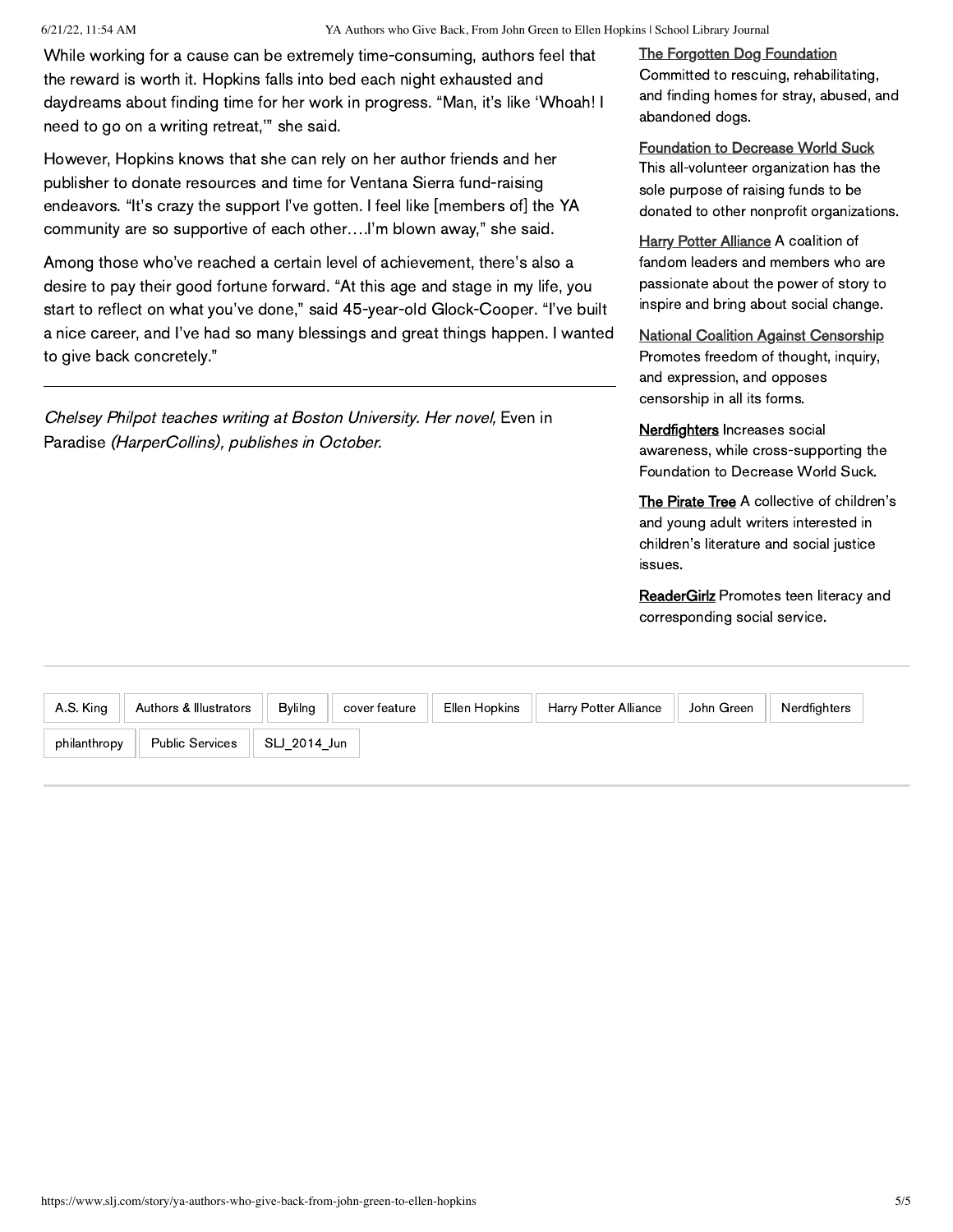While working for a cause can be extremely time-consuming, authors feel that the reward is worth it. Hopkins falls into bed each night exhausted and daydreams about finding time for her work in progress. "Man, it's like 'Whoah! I need to go on a writing retreat,'" she said.

However, Hopkins knows that she can rely on her author friends and her publisher to donate resources and time for Ventana Sierra fund-raising endeavors. "It's crazy the support I've gotten. I feel like [members of] the YA community are so supportive of each other….I'm blown away," she said.

Among those who've reached a certain level of achievement, there's also a desire to pay their good fortune forward. "At this age and stage in my life, you start to reflect on what you've done," said 45-year-old Glock-Cooper. "I've built a nice career, and I've had so many blessings and great things happen. I wanted to give back concretely."

---

*Chelsey Philpot teaches writing at Boston University. Her novel,* Even in Paradise *(HarperCollins), publishes in October.*

**The Forgotten Dog Foundation** Committed to rescuing, rehabilitating, and finding homes for stray, abused, and abandoned dogs.

**Foundation to Decrease World Suck** This all-volunteer organization has the sole purpose of raising funds to be donated to other nonprofit organizations.

**Harry Potter Alliance** A coalition of fandom leaders and members who are passionate about the power of story to inspire and bring about social change.

**National Coalition Against Censorship** Promotes freedom of thought, inquiry, and expression, and opposes censorship in all its forms.

**Nerdfighters** Increases social awareness, while cross-supporting the Foundation to Decrease World Suck.

**The Pirate Tree** A collective of children's and young adult writers interested in children's literature and social justice issues.

**ReaderGirlz** Promotes teen literacy and corresponding social service.

---

A.S. King | Authors & Illustrators | Bylilng | cover feature | Ellen Hopkins | Harry Potter Alliance | John Green | Nerdfighters | philanthropy | Public Services | SLJ_2014_Jun